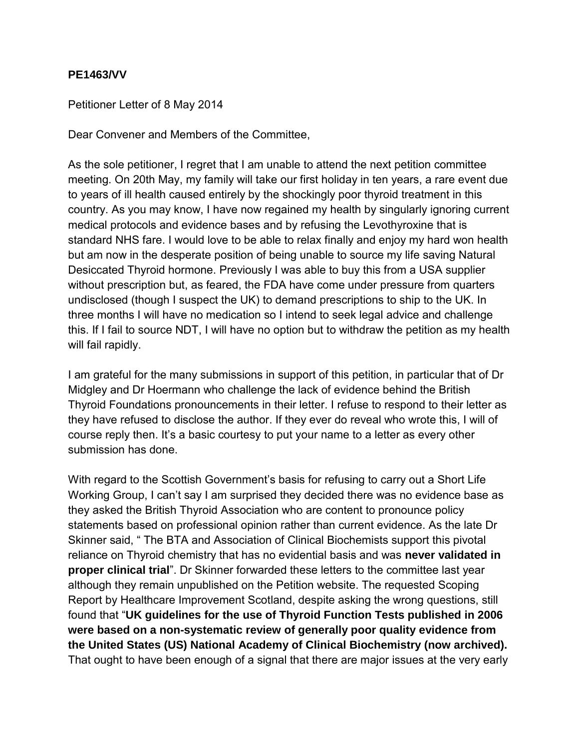**PE1463/VV**

Petitioner Letter of 8 May 2014

Dear Convener and Members of the Committee,

As the sole petitioner, I regret that I am unable to attend the next petition committee meeting. On 20th May, my family will take our first holiday in ten years, a rare event due to years of ill health caused entirely by the shockingly poor thyroid treatment in this country. As you may know, I have now regained my health by singularly ignoring current medical protocols and evidence bases and by refusing the Levothyroxine that is standard NHS fare. I would love to be able to relax finally and enjoy my hard won health but am now in the desperate position of being unable to source my life saving Natural Desiccated Thyroid hormone. Previously I was able to buy this from a USA supplier without prescription but, as feared, the FDA have come under pressure from quarters undisclosed (though I suspect the UK) to demand prescriptions to ship to the UK. In three months I will have no medication so I intend to seek legal advice and challenge this. If I fail to source NDT, I will have no option but to withdraw the petition as my health will fail rapidly.

I am grateful for the many submissions in support of this petition, in particular that of Dr Midgley and Dr Hoermann who challenge the lack of evidence behind the British Thyroid Foundations pronouncements in their letter. I refuse to respond to their letter as they have refused to disclose the author. If they ever do reveal who wrote this, I will of course reply then. It's a basic courtesy to put your name to a letter as every other submission has done.

With regard to the Scottish Government's basis for refusing to carry out a Short Life Working Group, I can't say I am surprised they decided there was no evidence base as they asked the British Thyroid Association who are content to pronounce policy statements based on professional opinion rather than current evidence. As the late Dr Skinner said, " The BTA and Association of Clinical Biochemists support this pivotal reliance on Thyroid chemistry that has no evidential basis and was **never validated in proper clinical trial**". Dr Skinner forwarded these letters to the committee last year although they remain unpublished on the Petition website. The requested Scoping Report by Healthcare Improvement Scotland, despite asking the wrong questions, still found that "**UK guidelines for the use of Thyroid Function Tests published in 2006 were based on a non-systematic review of generally poor quality evidence from the United States (US) National Academy of Clinical Biochemistry (now archived).** That ought to have been enough of a signal that there are major issues at the very early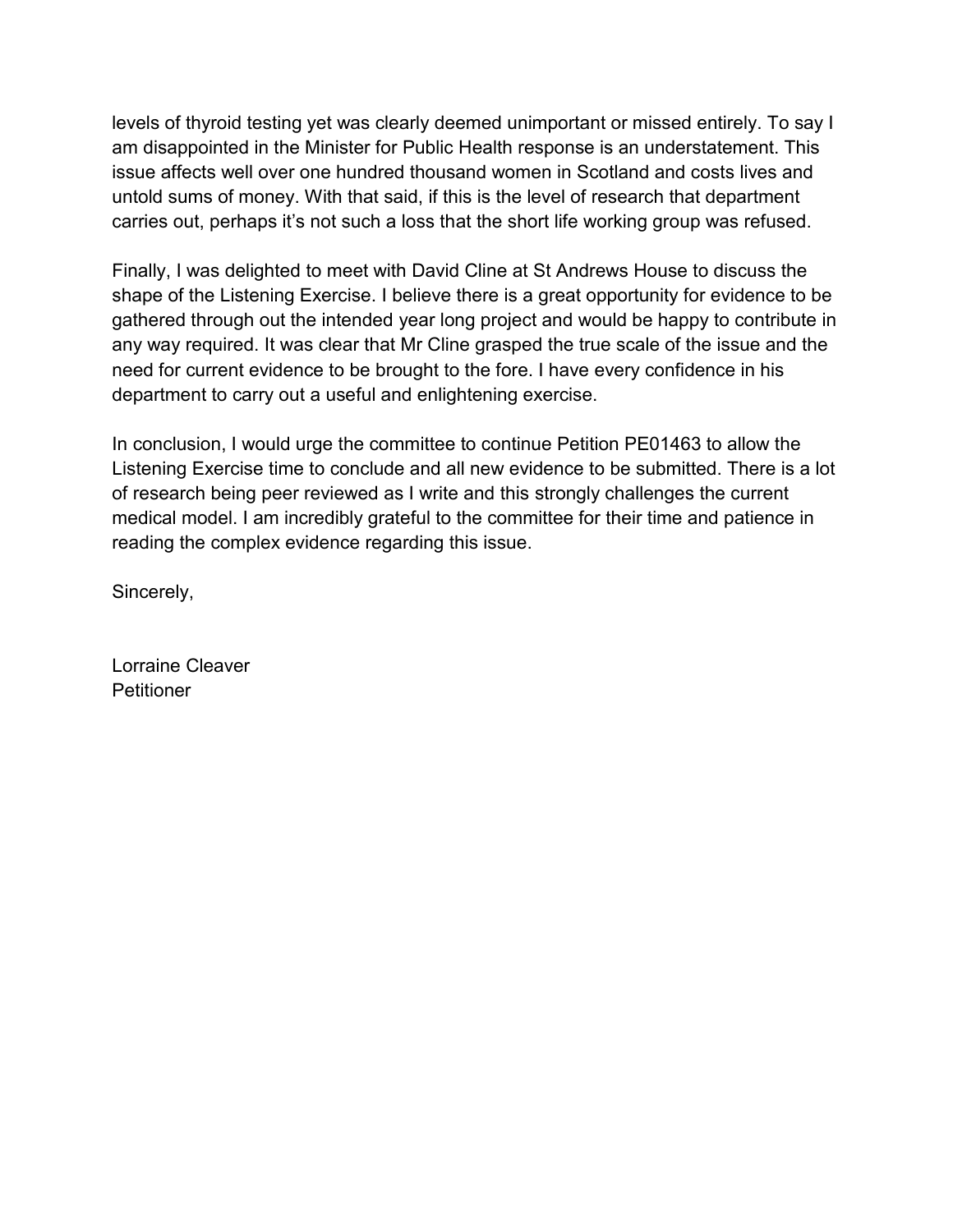levels of thyroid testing yet was clearly deemed unimportant or missed entirely. To say I am disappointed in the Minister for Public Health response is an understatement. This issue affects well over one hundred thousand women in Scotland and costs lives and untold sums of money. With that said, if this is the level of research that department carries out, perhaps it's not such a loss that the short life working group was refused.

Finally, I was delighted to meet with David Cline at St Andrews House to discuss the shape of the Listening Exercise. I believe there is a great opportunity for evidence to be gathered through out the intended year long project and would be happy to contribute in any way required. It was clear that Mr Cline grasped the true scale of the issue and the need for current evidence to be brought to the fore. I have every confidence in his department to carry out a useful and enlightening exercise.

In conclusion, I would urge the committee to continue Petition PE01463 to allow the Listening Exercise time to conclude and all new evidence to be submitted. There is a lot of research being peer reviewed as I write and this strongly challenges the current medical model. I am incredibly grateful to the committee for their time and patience in reading the complex evidence regarding this issue.

Sincerely,

Lorraine Cleaver
Petitioner